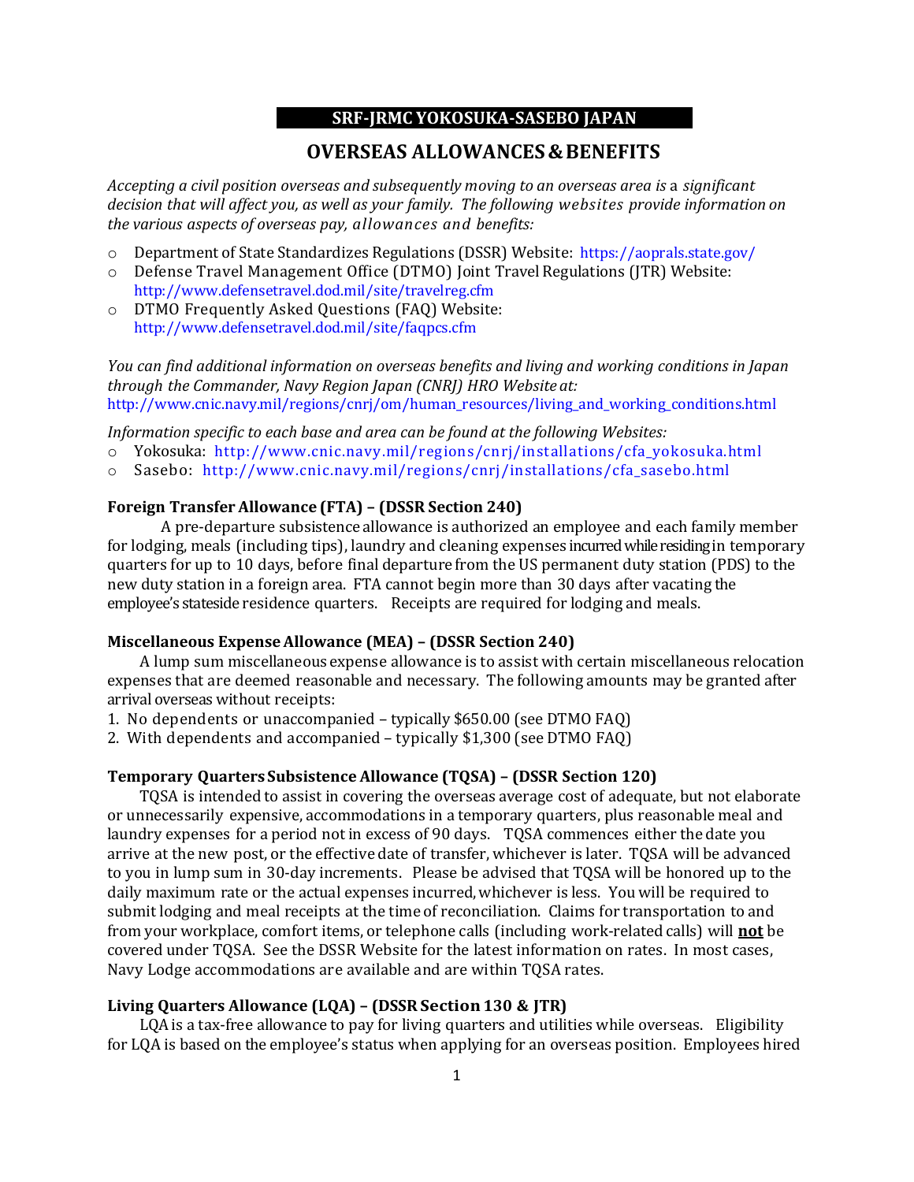# SRF-JRMC YOKOSUKA-SASEBO JAPAN

## OVERSEAS ALLOWANCES & BENEFITS

*Accepting a civil position overseas and subsequently moving to an overseas area is* a *significant decision that will affect you, as well as your family. The following websites provide information on the various aspects of overseas pay, allowances and benefits:*

- Department of State Standardizes Regulations (DSSR) Website: https://aoprals.state.gov/
- Defense Travel Management Office (DTMO) Joint Travel Regulations (JTR) Website: http://www.defensetravel.dod.mil/site/travelreg.cfm
- DTMO Frequently Asked Questions (FAQ) Website: http://www.defensetravel.dod.mil/site/faqpcs.cfm

*You can find additional information on overseas benefits and living and working conditions in Japan through the Commander, Navy Region Japan (CNRJ) HRO Website at:*
http://www.cnic.navy.mil/regions/cnrj/om/human_resources/living_and_working_conditions.html

*Information specific to each base and area can be found at the following Websites:*

- Yokosuka: http://www.cnic.navy.mil/regions/cnrj/installations/cfa_yokosuka.html
- Sasebo: http://www.cnic.navy.mil/regions/cnrj/installations/cfa_sasebo.html

**Foreign Transfer Allowance (FTA) – (DSSR Section 240)**

A pre-departure subsistence allowance is authorized an employee and each family member for lodging, meals (including tips), laundry and cleaning expenses incurred while residing in temporary quarters for up to 10 days, before final departure from the US permanent duty station (PDS) to the new duty station in a foreign area. FTA cannot begin more than 30 days after vacating the employee's stateside residence quarters. Receipts are required for lodging and meals.

**Miscellaneous Expense Allowance (MEA) – (DSSR Section 240)**

A lump sum miscellaneous expense allowance is to assist with certain miscellaneous relocation expenses that are deemed reasonable and necessary. The following amounts may be granted after arrival overseas without receipts:

1. No dependents or unaccompanied – typically $650.00 (see DTMO FAQ)
2. With dependents and accompanied – typically $1,300 (see DTMO FAQ)

**Temporary Quarters Subsistence Allowance (TQSA) – (DSSR Section 120)**

TQSA is intended to assist in covering the overseas average cost of adequate, but not elaborate or unnecessarily expensive, accommodations in a temporary quarters, plus reasonable meal and laundry expenses for a period not in excess of 90 days. TQSA commences either the date you arrive at the new post, or the effective date of transfer, whichever is later. TQSA will be advanced to you in lump sum in 30-day increments. Please be advised that TQSA will be honored up to the daily maximum rate or the actual expenses incurred, whichever is less. You will be required to submit lodging and meal receipts at the time of reconciliation. Claims for transportation to and from your workplace, comfort items, or telephone calls (including work-related calls) will **not** be covered under TQSA. See the DSSR Website for the latest information on rates. In most cases, Navy Lodge accommodations are available and are within TQSA rates.

**Living Quarters Allowance (LQA) – (DSSR Section 130 & JTR)**

LQA is a tax-free allowance to pay for living quarters and utilities while overseas. Eligibility for LQA is based on the employee's status when applying for an overseas position. Employees hired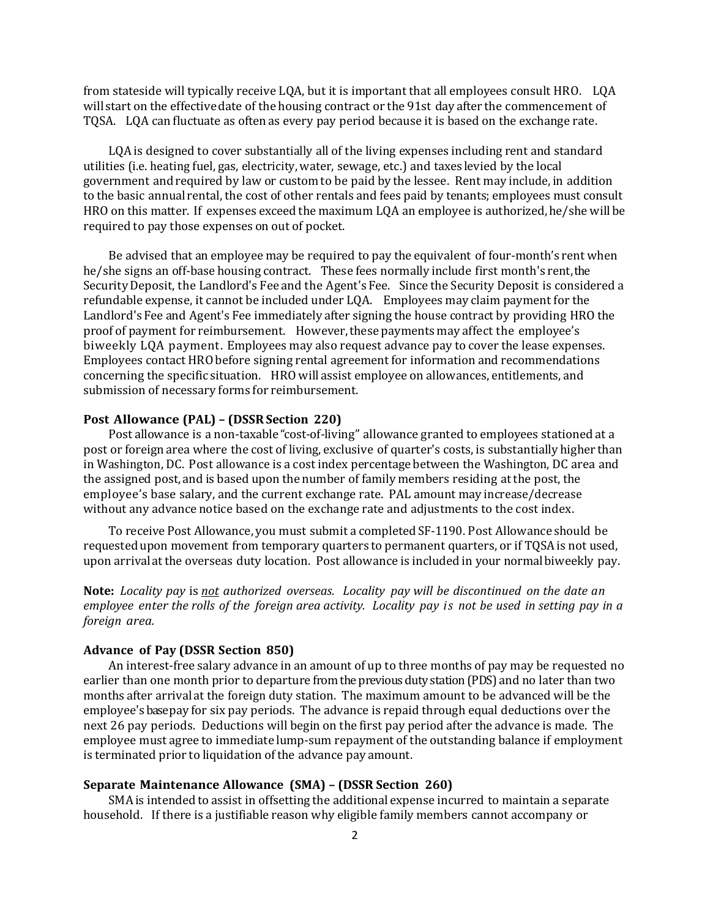from stateside will typically receive LQA, but it is important that all employees consult HRO. LQA will start on the effective date of the housing contract or the 91st day after the commencement of TQSA. LQA can fluctuate as often as every pay period because it is based on the exchange rate.

LQA is designed to cover substantially all of the living expenses including rent and standard utilities (i.e. heating fuel, gas, electricity, water, sewage, etc.) and taxes levied by the local government and required by law or custom to be paid by the lessee. Rent may include, in addition to the basic annual rental, the cost of other rentals and fees paid by tenants; employees must consult HRO on this matter. If expenses exceed the maximum LQA an employee is authorized, he/she will be required to pay those expenses on out of pocket.

Be advised that an employee may be required to pay the equivalent of four-month's rent when he/she signs an off-base housing contract. These fees normally include first month's rent, the Security Deposit, the Landlord's Fee and the Agent's Fee. Since the Security Deposit is considered a refundable expense, it cannot be included under LQA. Employees may claim payment for the Landlord's Fee and Agent's Fee immediately after signing the house contract by providing HRO the proof of payment for reimbursement. However, these payments may affect the employee's biweekly LQA payment. Employees may also request advance pay to cover the lease expenses. Employees contact HRO before signing rental agreement for information and recommendations concerning the specific situation. HRO will assist employee on allowances, entitlements, and submission of necessary forms for reimbursement.

**Post Allowance (PAL) – (DSSR Section 220)**

Post allowance is a non-taxable "cost-of-living" allowance granted to employees stationed at a post or foreign area where the cost of living, exclusive of quarter's costs, is substantially higher than in Washington, DC. Post allowance is a cost index percentage between the Washington, DC area and the assigned post, and is based upon the number of family members residing at the post, the employee's base salary, and the current exchange rate. PAL amount may increase/decrease without any advance notice based on the exchange rate and adjustments to the cost index.

To receive Post Allowance, you must submit a completed SF-1190. Post Allowance should be requested upon movement from temporary quarters to permanent quarters, or if TQSA is not used, upon arrival at the overseas duty location. Post allowance is included in your normal biweekly pay.

**Note:** *Locality pay* is *not* *authorized overseas. Locality pay will be discontinued on the date an employee enter the rolls of the foreign area activity. Locality pay is not be used in setting pay in a foreign area.*

**Advance of Pay (DSSR Section 850)**

An interest-free salary advance in an amount of up to three months of pay may be requested no earlier than one month prior to departure from the previous duty station (PDS) and no later than two months after arrival at the foreign duty station. The maximum amount to be advanced will be the employee's base pay for six pay periods. The advance is repaid through equal deductions over the next 26 pay periods. Deductions will begin on the first pay period after the advance is made. The employee must agree to immediate lump-sum repayment of the outstanding balance if employment is terminated prior to liquidation of the advance pay amount.

**Separate Maintenance Allowance (SMA) – (DSSR Section 260)**

SMA is intended to assist in offsetting the additional expense incurred to maintain a separate household. If there is a justifiable reason why eligible family members cannot accompany or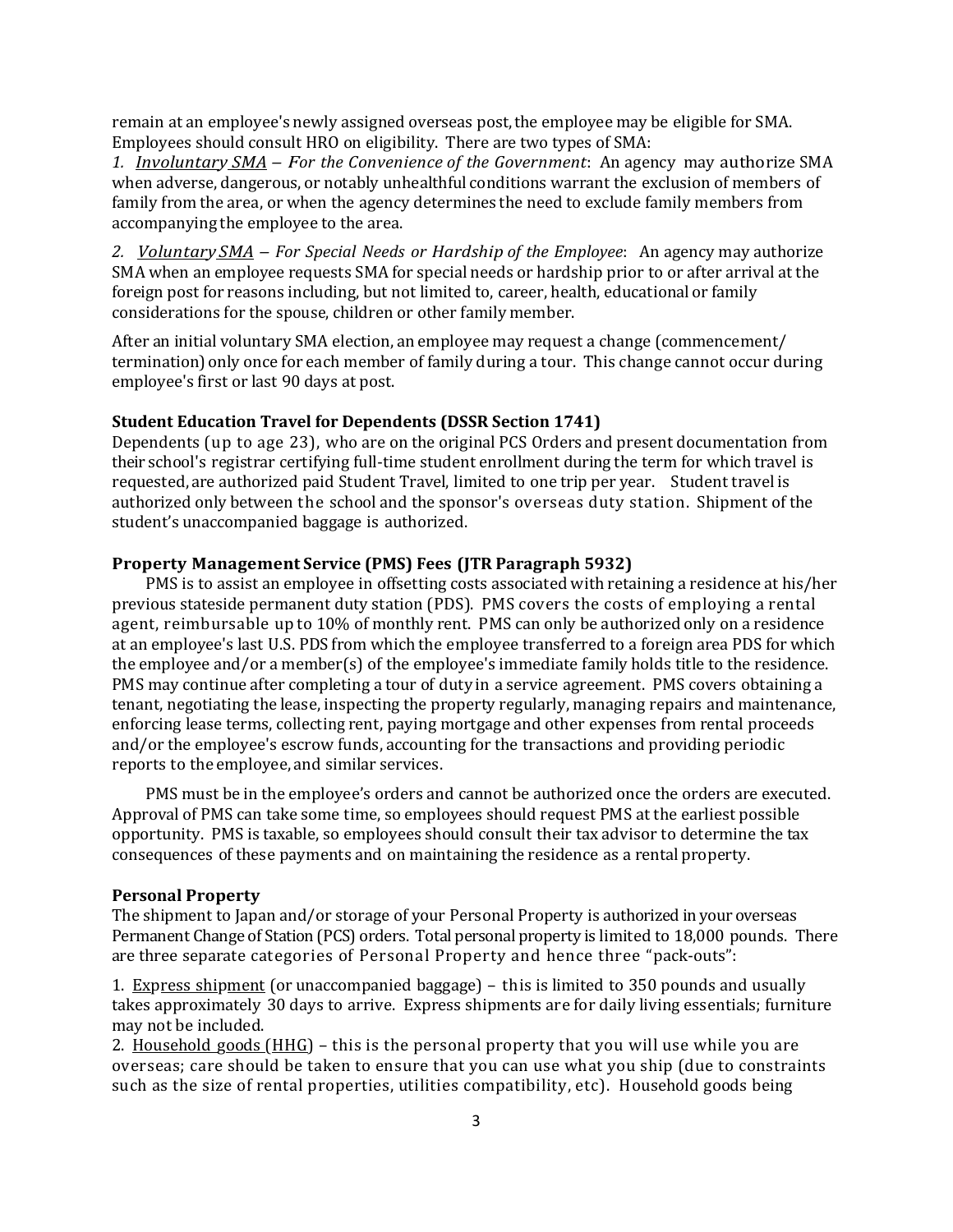remain at an employee's newly assigned overseas post, the employee may be eligible for SMA. Employees should consult HRO on eligibility. There are two types of SMA:

*1. Involuntary SMA – For the Convenience of the Government*: An agency may authorize SMA when adverse, dangerous, or notably unhealthful conditions warrant the exclusion of members of family from the area, or when the agency determines the need to exclude family members from accompanying the employee to the area.

*2. Voluntary SMA – For Special Needs or Hardship of the Employee*: An agency may authorize SMA when an employee requests SMA for special needs or hardship prior to or after arrival at the foreign post for reasons including, but not limited to, career, health, educational or family considerations for the spouse, children or other family member.

After an initial voluntary SMA election, an employee may request a change (commencement/ termination) only once for each member of family during a tour. This change cannot occur during employee's first or last 90 days at post.

**Student Education Travel for Dependents (DSSR Section 1741)**

Dependents (up to age 23), who are on the original PCS Orders and present documentation from their school's registrar certifying full-time student enrollment during the term for which travel is requested, are authorized paid Student Travel, limited to one trip per year. Student travel is authorized only between the school and the sponsor's overseas duty station. Shipment of the student's unaccompanied baggage is authorized.

**Property Management Service (PMS) Fees (JTR Paragraph 5932)**

PMS is to assist an employee in offsetting costs associated with retaining a residence at his/her previous stateside permanent duty station (PDS). PMS covers the costs of employing a rental agent, reimbursable up to 10% of monthly rent. PMS can only be authorized only on a residence at an employee's last U.S. PDS from which the employee transferred to a foreign area PDS for which the employee and/or a member(s) of the employee's immediate family holds title to the residence. PMS may continue after completing a tour of duty in a service agreement. PMS covers obtaining a tenant, negotiating the lease, inspecting the property regularly, managing repairs and maintenance, enforcing lease terms, collecting rent, paying mortgage and other expenses from rental proceeds and/or the employee's escrow funds, accounting for the transactions and providing periodic reports to the employee, and similar services.

PMS must be in the employee's orders and cannot be authorized once the orders are executed. Approval of PMS can take some time, so employees should request PMS at the earliest possible opportunity. PMS is taxable, so employees should consult their tax advisor to determine the tax consequences of these payments and on maintaining the residence as a rental property.

**Personal Property**

The shipment to Japan and/or storage of your Personal Property is authorized in your overseas Permanent Change of Station (PCS) orders. Total personal property is limited to 18,000 pounds. There are three separate categories of Personal Property and hence three "pack-outs":

1. Express shipment (or unaccompanied baggage) – this is limited to 350 pounds and usually takes approximately 30 days to arrive. Express shipments are for daily living essentials; furniture may not be included.
2. Household goods (HHG) – this is the personal property that you will use while you are overseas; care should be taken to ensure that you can use what you ship (due to constraints such as the size of rental properties, utilities compatibility, etc). Household goods being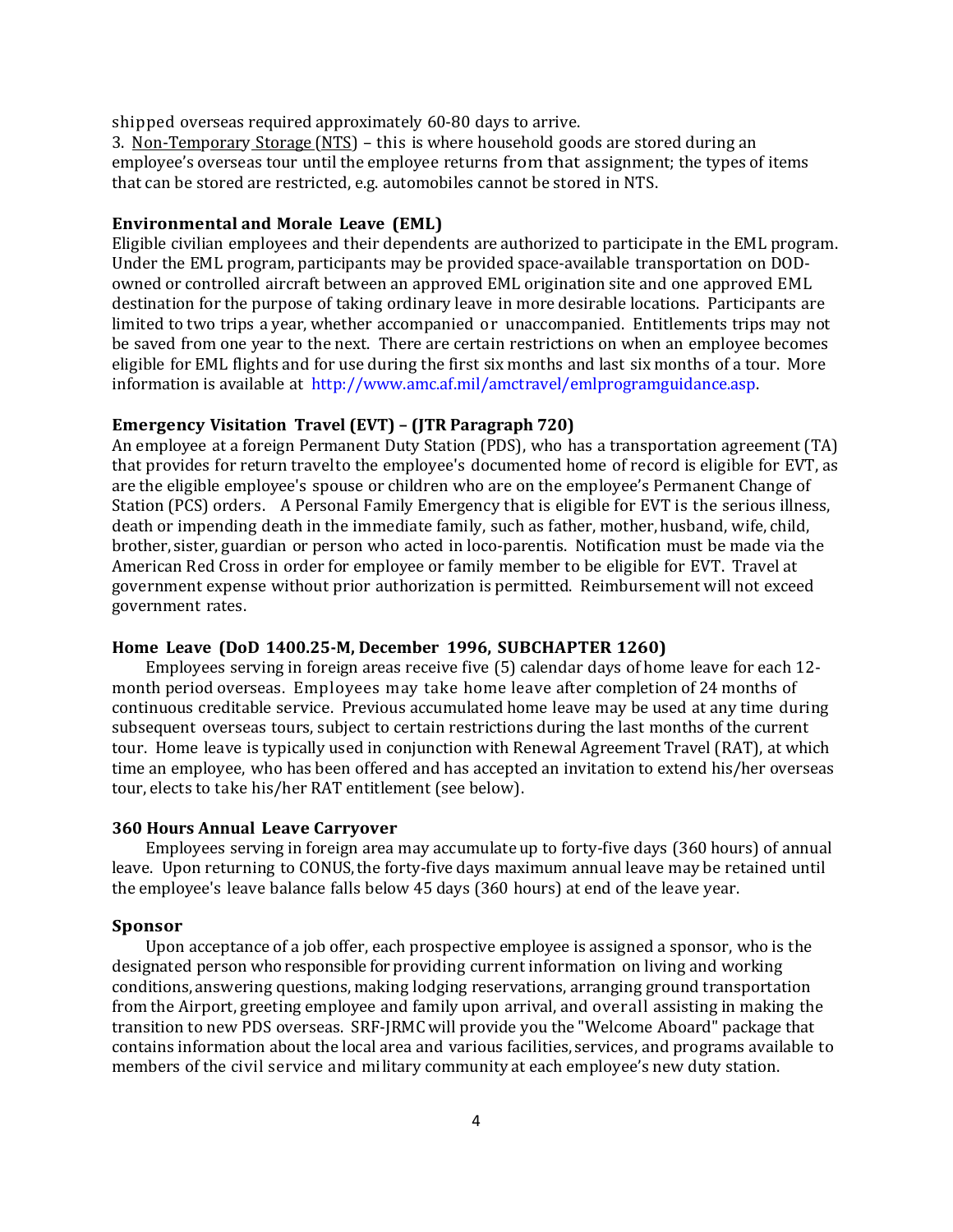shipped overseas required approximately 60-80 days to arrive.

3. Non-Temporary Storage (NTS) – this is where household goods are stored during an employee's overseas tour until the employee returns from that assignment; the types of items that can be stored are restricted, e.g. automobiles cannot be stored in NTS.

**Environmental and Morale Leave (EML)**

Eligible civilian employees and their dependents are authorized to participate in the EML program. Under the EML program, participants may be provided space-available transportation on DOD-owned or controlled aircraft between an approved EML origination site and one approved EML destination for the purpose of taking ordinary leave in more desirable locations. Participants are limited to two trips a year, whether accompanied or unaccompanied. Entitlements trips may not be saved from one year to the next. There are certain restrictions on when an employee becomes eligible for EML flights and for use during the first six months and last six months of a tour. More information is available at http://www.amc.af.mil/amctravel/emlprogramguidance.asp.

**Emergency Visitation Travel (EVT) – (JTR Paragraph 720)**

An employee at a foreign Permanent Duty Station (PDS), who has a transportation agreement (TA) that provides for return travelto the employee's documented home of record is eligible for EVT, as are the eligible employee's spouse or children who are on the employee's Permanent Change of Station (PCS) orders. A Personal Family Emergency that is eligible for EVT is the serious illness, death or impending death in the immediate family, such as father, mother, husband, wife, child, brother, sister, guardian or person who acted in loco-parentis. Notification must be made via the American Red Cross in order for employee or family member to be eligible for EVT. Travel at government expense without prior authorization is permitted. Reimbursement will not exceed government rates.

**Home Leave (DoD 1400.25-M, December 1996, SUBCHAPTER 1260)**

Employees serving in foreign areas receive five (5) calendar days of home leave for each 12-month period overseas. Employees may take home leave after completion of 24 months of continuous creditable service. Previous accumulated home leave may be used at any time during subsequent overseas tours, subject to certain restrictions during the last months of the current tour. Home leave is typically used in conjunction with Renewal Agreement Travel (RAT), at which time an employee, who has been offered and has accepted an invitation to extend his/her overseas tour, elects to take his/her RAT entitlement (see below).

**360 Hours Annual Leave Carryover**

Employees serving in foreign area may accumulate up to forty-five days (360 hours) of annual leave. Upon returning to CONUS, the forty-five days maximum annual leave may be retained until the employee's leave balance falls below 45 days (360 hours) at end of the leave year.

**Sponsor**

Upon acceptance of a job offer, each prospective employee is assigned a sponsor, who is the designated person who responsible for providing current information on living and working conditions, answering questions, making lodging reservations, arranging ground transportation from the Airport, greeting employee and family upon arrival, and overall assisting in making the transition to new PDS overseas. SRF-JRMC will provide you the "Welcome Aboard" package that contains information about the local area and various facilities, services, and programs available to members of the civil service and military community at each employee's new duty station.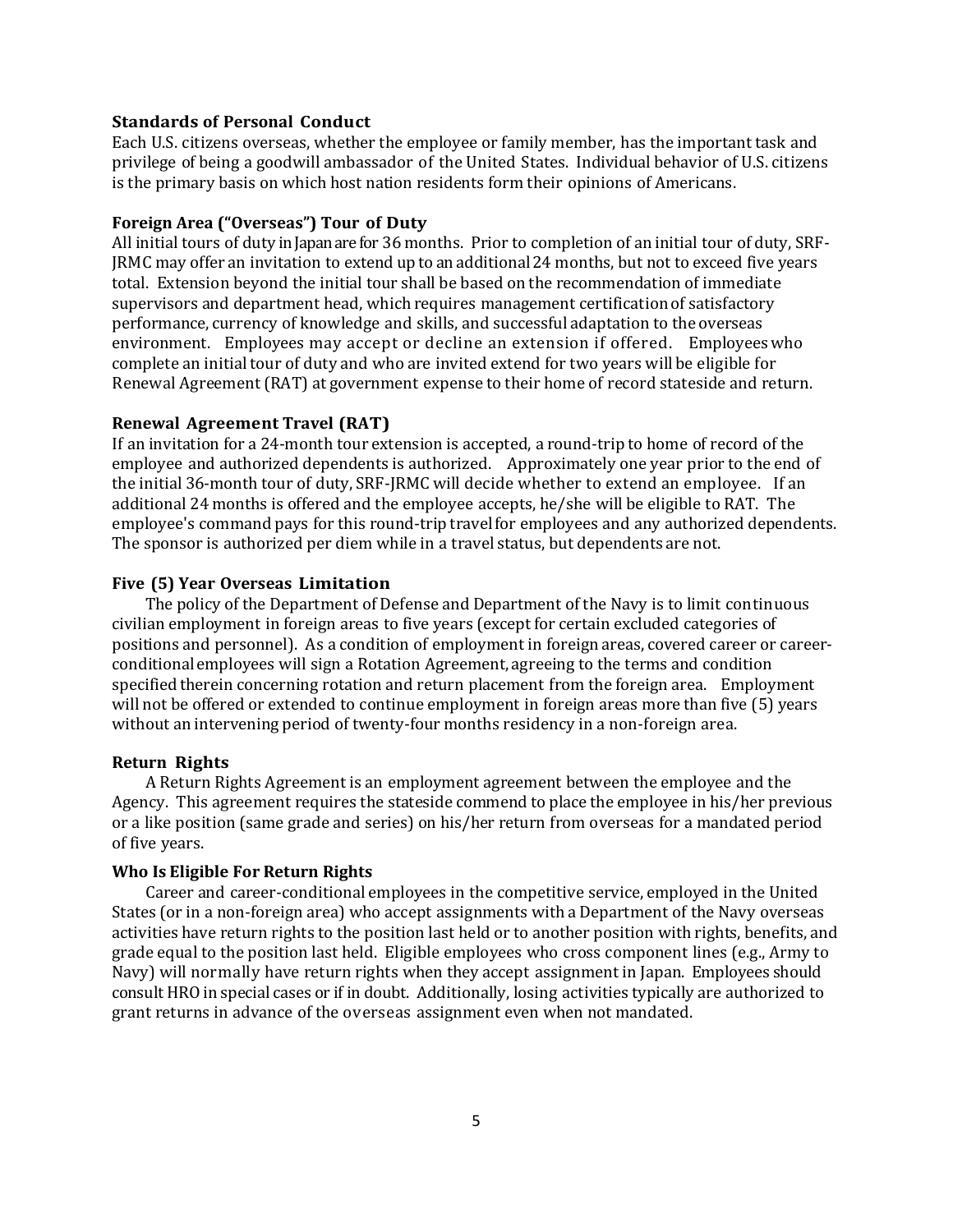**Standards of Personal Conduct**

Each U.S. citizens overseas, whether the employee or family member, has the important task and privilege of being a goodwill ambassador of the United States. Individual behavior of U.S. citizens is the primary basis on which host nation residents form their opinions of Americans.

**Foreign Area ("Overseas") Tour of Duty**

All initial tours of duty in Japan are for 36 months. Prior to completion of an initial tour of duty, SRF-JRMC may offer an invitation to extend up to an additional 24 months, but not to exceed five years total. Extension beyond the initial tour shall be based on the recommendation of immediate supervisors and department head, which requires management certification of satisfactory performance, currency of knowledge and skills, and successful adaptation to the overseas environment. Employees may accept or decline an extension if offered. Employees who complete an initial tour of duty and who are invited extend for two years will be eligible for Renewal Agreement (RAT) at government expense to their home of record stateside and return.

**Renewal Agreement Travel (RAT)**

If an invitation for a 24-month tour extension is accepted, a round-trip to home of record of the employee and authorized dependents is authorized. Approximately one year prior to the end of the initial 36-month tour of duty, SRF-JRMC will decide whether to extend an employee. If an additional 24 months is offered and the employee accepts, he/she will be eligible to RAT. The employee's command pays for this round-trip travel for employees and any authorized dependents. The sponsor is authorized per diem while in a travel status, but dependents are not.

**Five (5) Year Overseas Limitation**

The policy of the Department of Defense and Department of the Navy is to limit continuous civilian employment in foreign areas to five years (except for certain excluded categories of positions and personnel). As a condition of employment in foreign areas, covered career or career-conditional employees will sign a Rotation Agreement, agreeing to the terms and condition specified therein concerning rotation and return placement from the foreign area. Employment will not be offered or extended to continue employment in foreign areas more than five (5) years without an intervening period of twenty-four months residency in a non-foreign area.

**Return Rights**

A Return Rights Agreement is an employment agreement between the employee and the Agency. This agreement requires the stateside commend to place the employee in his/her previous or a like position (same grade and series) on his/her return from overseas for a mandated period of five years.

**Who Is Eligible For Return Rights**

Career and career-conditional employees in the competitive service, employed in the United States (or in a non-foreign area) who accept assignments with a Department of the Navy overseas activities have return rights to the position last held or to another position with rights, benefits, and grade equal to the position last held. Eligible employees who cross component lines (e.g., Army to Navy) will normally have return rights when they accept assignment in Japan. Employees should consult HRO in special cases or if in doubt. Additionally, losing activities typically are authorized to grant returns in advance of the overseas assignment even when not mandated.